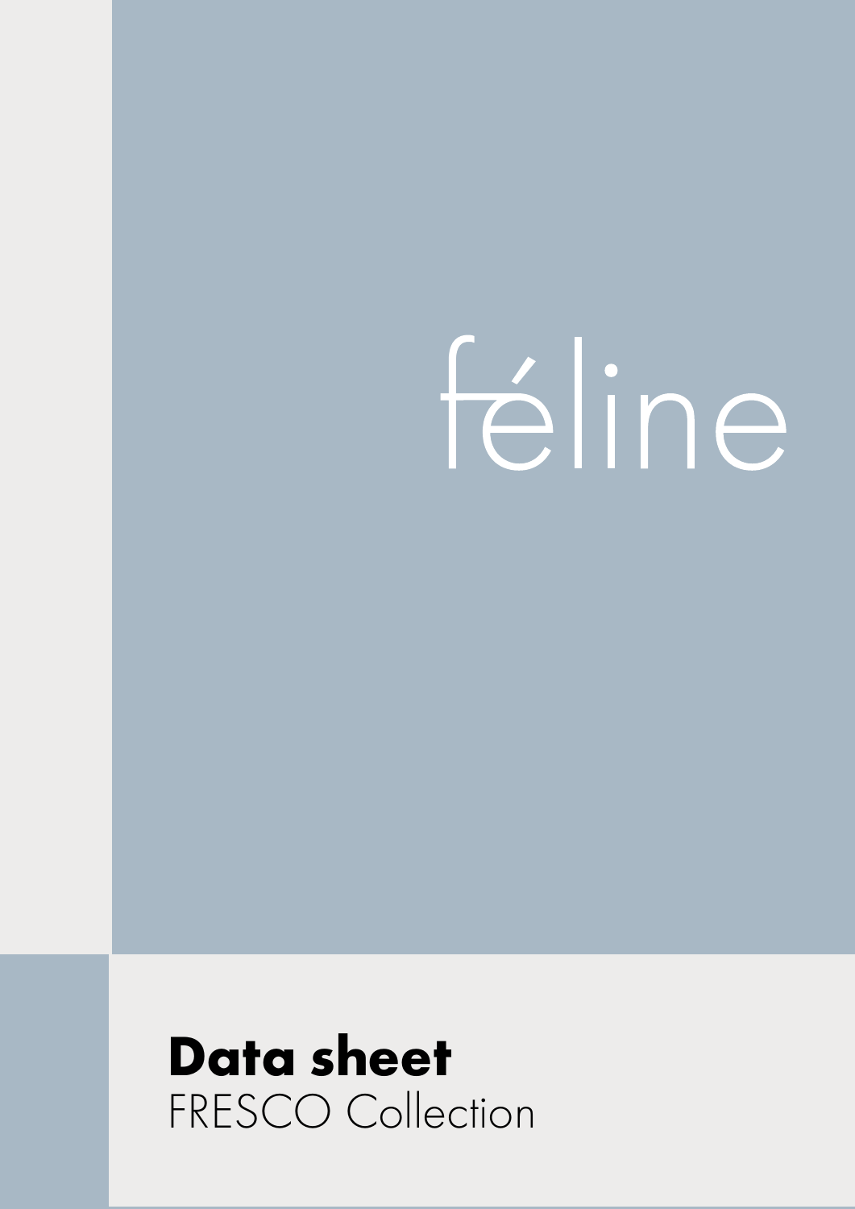# féline

## Data sheet

FRESCO Collection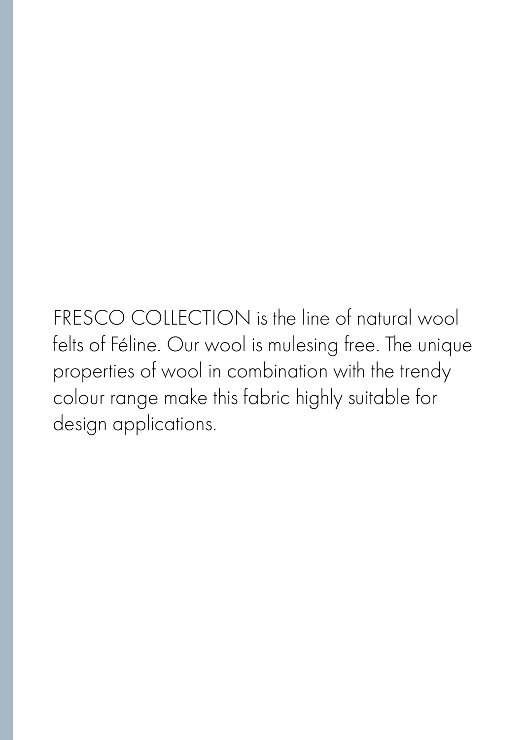FRESCO COLLECTION is the line of natural wool felts of Féline. Our wool is mulesing free. The unique properties of wool in combination with the trendy colour range make this fabric highly suitable for design applications.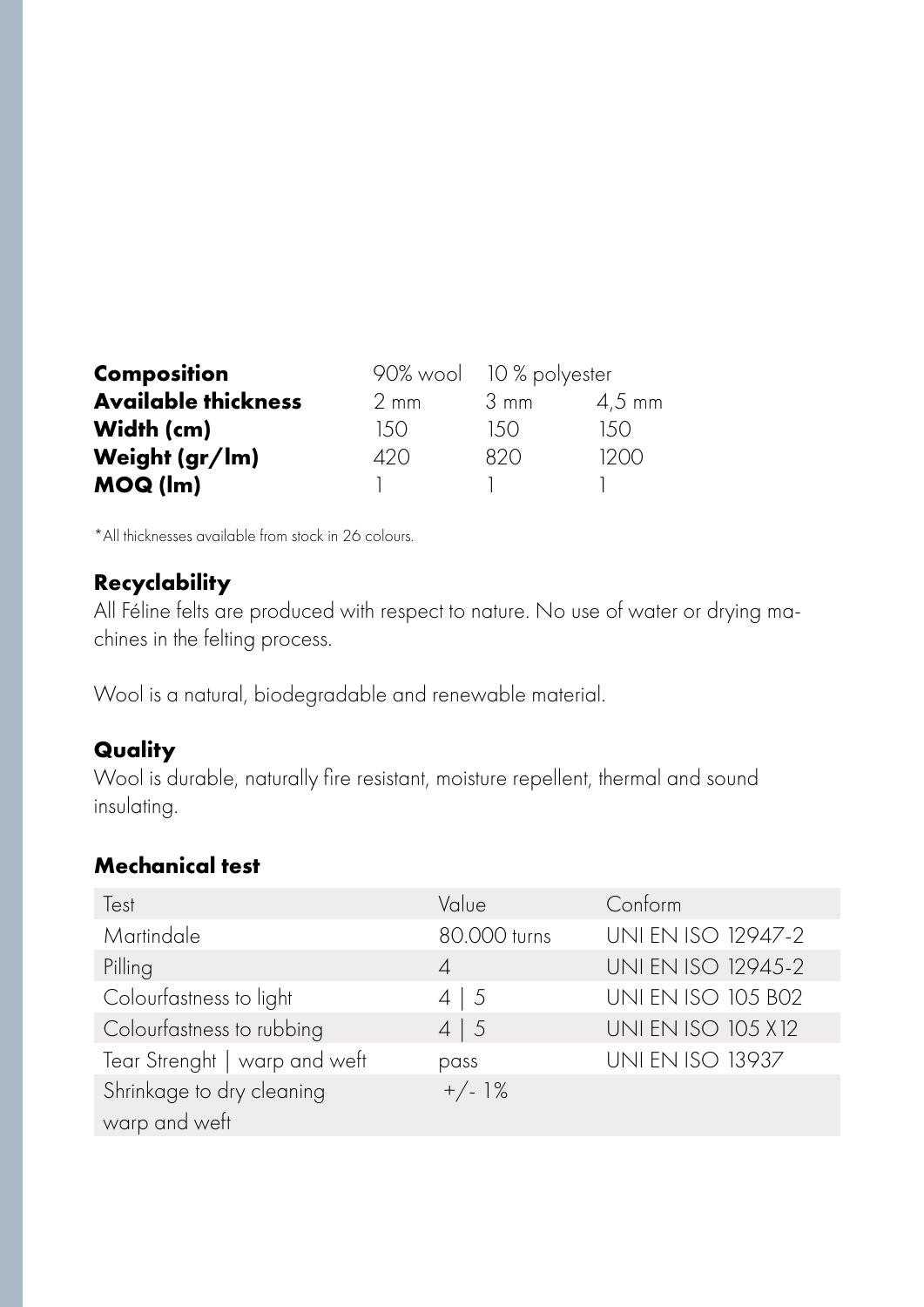| | | | |
|---|---|---|---|
| **Composition** | 90% wool | 10 % polyester | |
| **Available thickness** | 2 mm | 3 mm | 4,5 mm |
| **Width (cm)** | 150 | 150 | 150 |
| **Weight (gr/lm)** | 420 | 820 | 1200 |
| **MOQ (lm)** | 1 | 1 | 1 |

*All thicknesses available from stock in 26 colours.

### Recyclability

All Féline felts are produced with respect to nature. No use of water or drying machines in the felting process.

Wool is a natural, biodegradable and renewable material.

### Quality

Wool is durable, naturally fire resistant, moisture repellent, thermal and sound insulating.

### Mechanical test

| Test | Value | Conform |
|---|---|---|
| Martindale | 80.000 turns | UNI EN ISO 12947-2 |
| Pilling | 4 | UNI EN ISO 12945-2 |
| Colourfastness to light | 4 \| 5 | UNI EN ISO 105 B02 |
| Colourfastness to rubbing | 4 \| 5 | UNI EN ISO 105 X12 |
| Tear Strenght \| warp and weft | pass | UNI EN ISO 13937 |
| Shrinkage to dry cleaning warp and weft | +/- 1% | |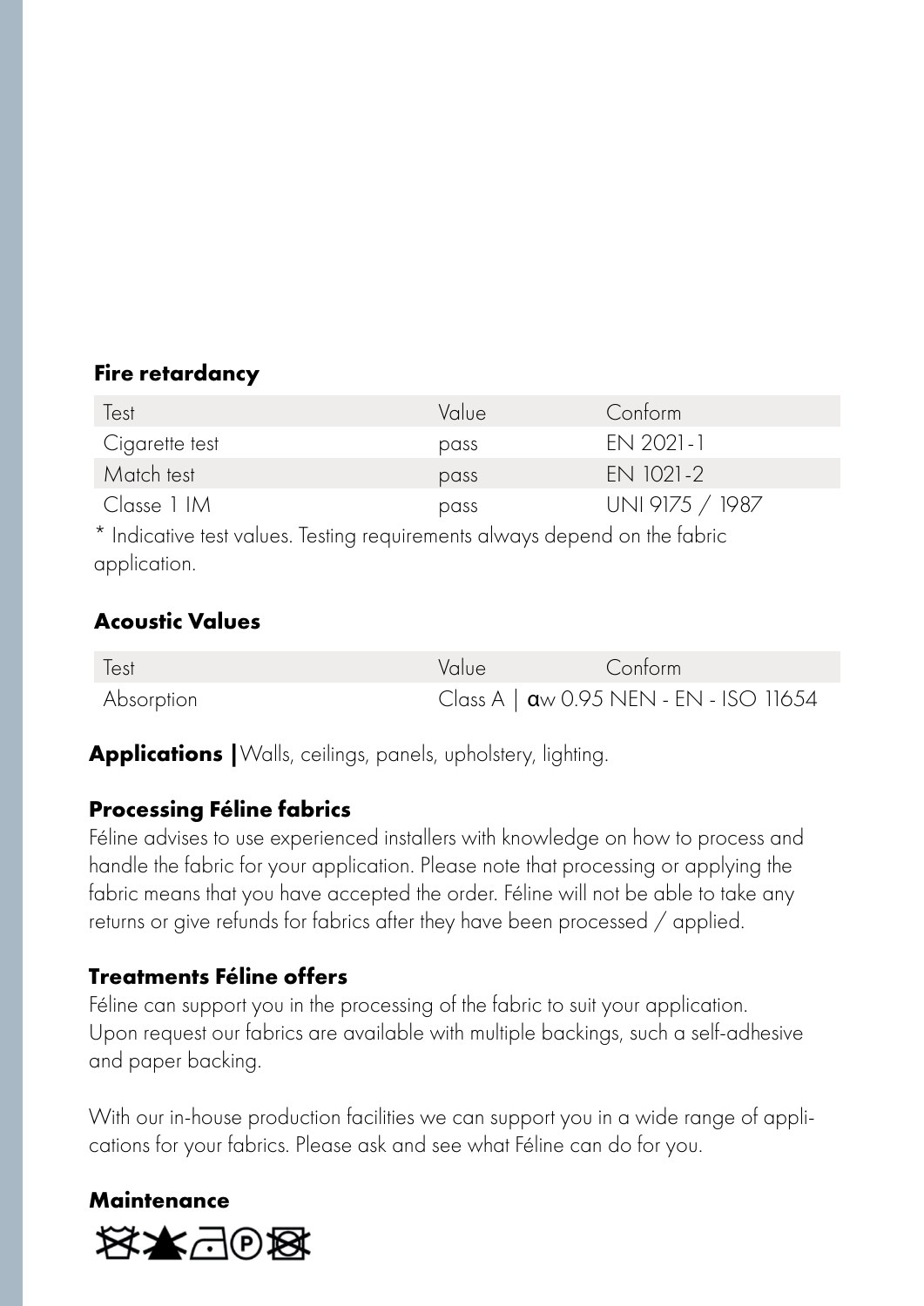## Fire retardancy

| Test | Value | Conform |
|---|---|---|
| Cigarette test | pass | EN 2021-1 |
| Match test | pass | EN 1021-2 |
| Classe 1 IM | pass | UNI 9175 / 1987 |

* Indicative test values. Testing requirements always depend on the fabric application.

## Acoustic Values

| Test | Value | Conform |
|---|---|---|
| Absorption | Class A \| αw 0.95 | NEN - EN - ISO 11654 |

**Applications |** Walls, ceilings, panels, upholstery, lighting.

## Processing Féline fabrics

Féline advises to use experienced installers with knowledge on how to process and handle the fabric for your application. Please note that processing or applying the fabric means that you have accepted the order. Féline will not be able to take any returns or give refunds for fabrics after they have been processed / applied.

## Treatments Féline offers

Féline can support you in the processing of the fabric to suit your application. Upon request our fabrics are available with multiple backings, such a self-adhesive and paper backing.

With our in-house production facilities we can support you in a wide range of applications for your fabrics. Please ask and see what Féline can do for you.

## Maintenance